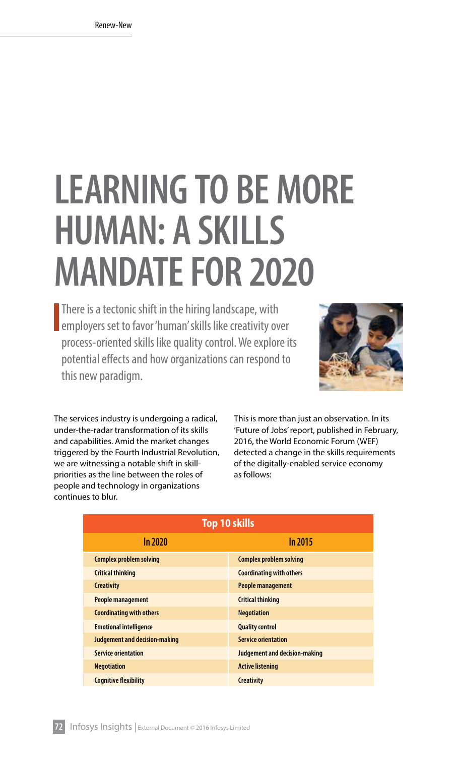# LEARNING TO BE MORE HUMAN: A SKILLS MANDATE FOR 2020

There is a tectonic shift in the hiring landscape, with employers set to favor 'human' skills like creativity over process-oriented skills like quality control. We explore its potential effects and how organizations can respond to this new paradigm.

The services industry is undergoing a radical, under-the-radar transformation of its skills and capabilities. Amid the market changes triggered by the Fourth Industrial Revolution, we are witnessing a notable shift in skill-priorities as the line between the roles of people and technology in organizations continues to blur.

This is more than just an observation. In its 'Future of Jobs' report, published in February, 2016, the World Economic Forum (WEF) detected a change in the skills requirements of the digitally-enabled service economy as follows:

| Top 10 skills | |
|---|---|
| **In 2020** | **In 2015** |
| Complex problem solving | Complex problem solving |
| Critical thinking | Coordinating with others |
| Creativity | People management |
| People management | Critical thinking |
| Coordinating with others | Negotiation |
| Emotional intelligence | Quality control |
| Judgement and decision-making | Service orientation |
| Service orientation | Judgement and decision-making |
| Negotiation | Active listening |
| Cognitive flexibility | Creativity |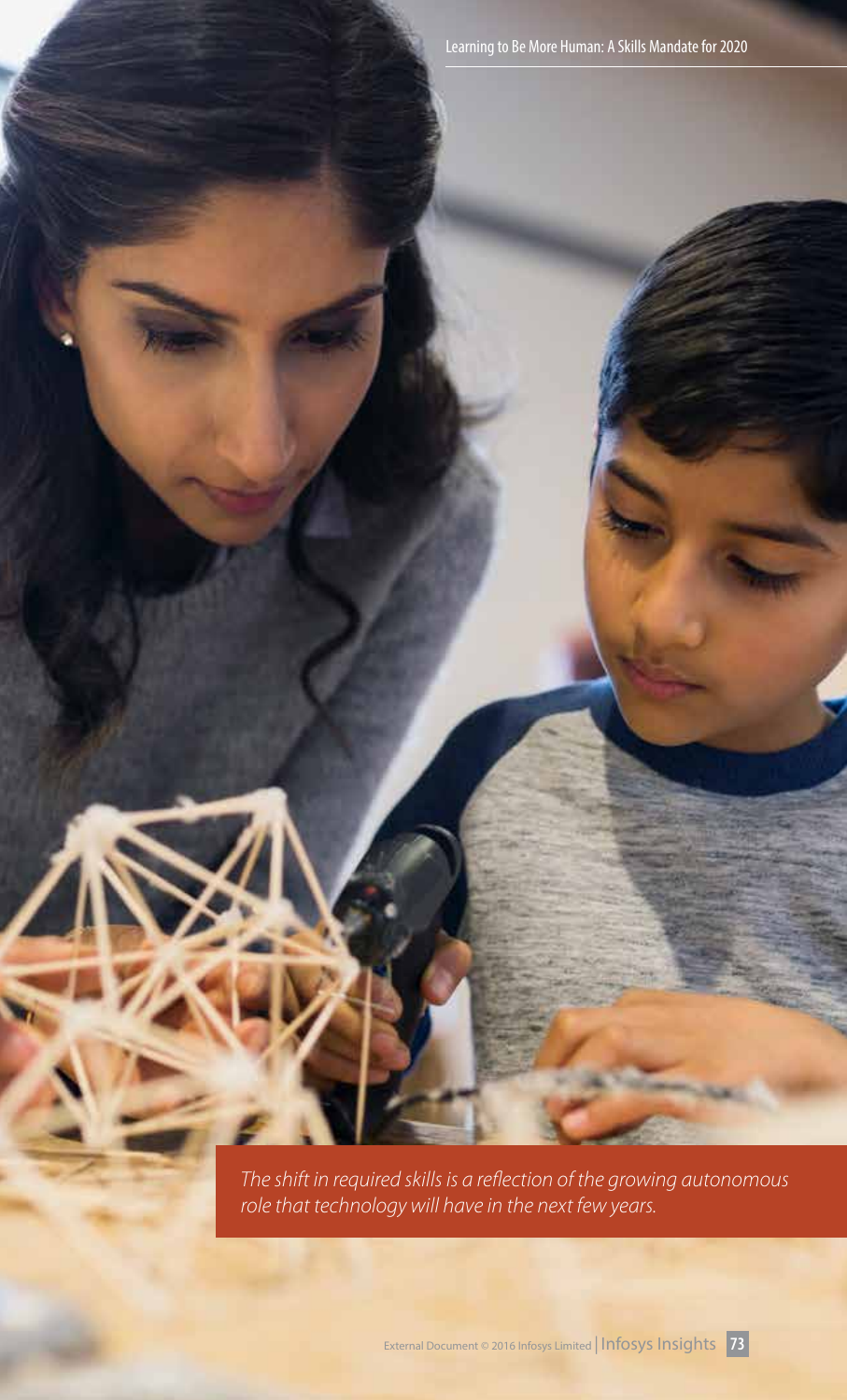*The shift in required skills is a reflection of the growing autonomous role that technology will have in the next few years.*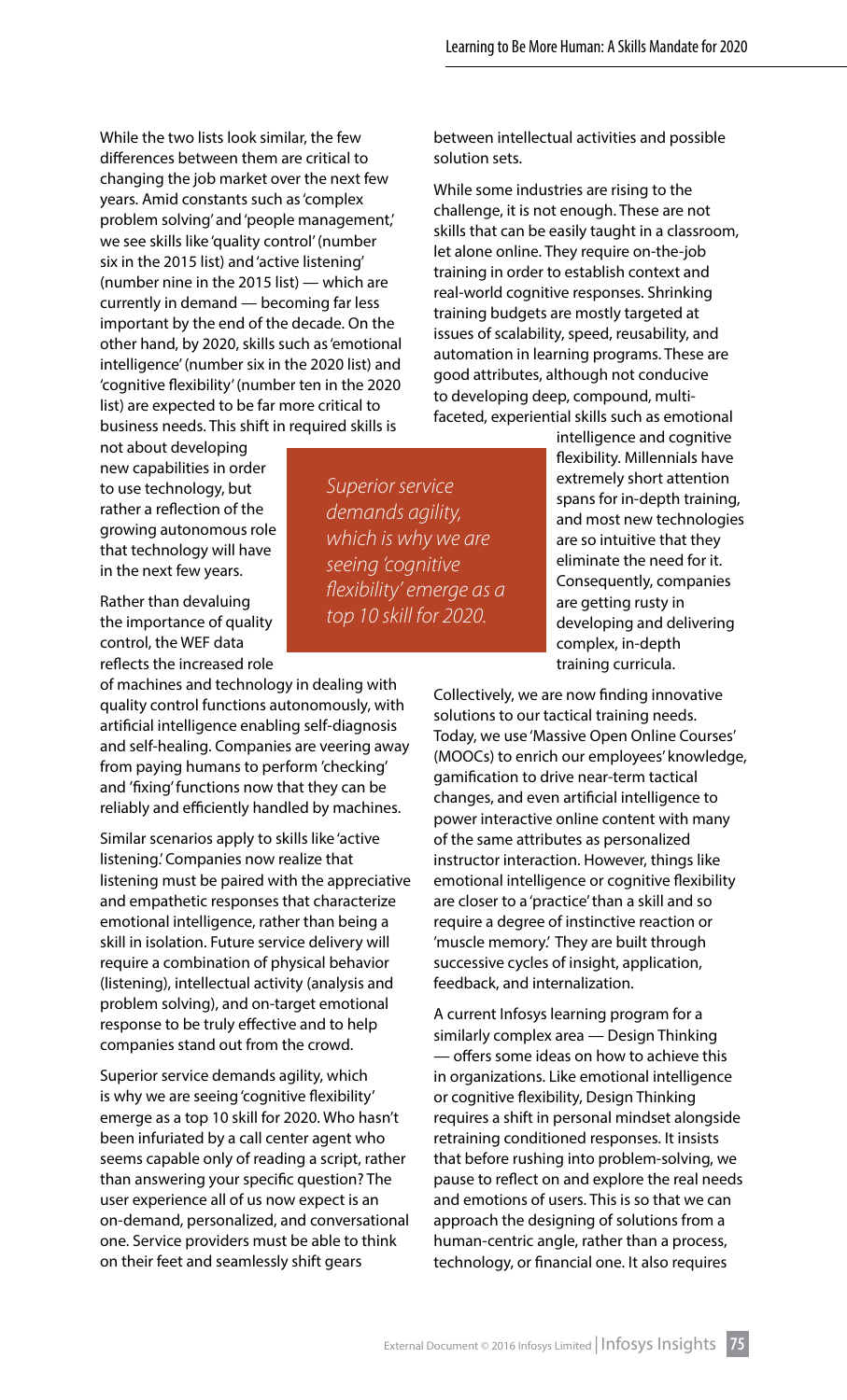While the two lists look similar, the few differences between them are critical to changing the job market over the next few years. Amid constants such as 'complex problem solving' and 'people management,' we see skills like 'quality control' (number six in the 2015 list) and 'active listening' (number nine in the 2015 list) — which are currently in demand — becoming far less important by the end of the decade. On the other hand, by 2020, skills such as 'emotional intelligence' (number six in the 2020 list) and 'cognitive flexibility' (number ten in the 2020 list) are expected to be far more critical to business needs. This shift in required skills is not about developing new capabilities in order to use technology, but rather a reflection of the growing autonomous role that technology will have in the next few years.

Rather than devaluing the importance of quality control, the WEF data reflects the increased role of machines and technology in dealing with quality control functions autonomously, with artificial intelligence enabling self-diagnosis and self-healing. Companies are veering away from paying humans to perform 'checking' and 'fixing' functions now that they can be reliably and efficiently handled by machines.

Similar scenarios apply to skills like 'active listening.' Companies now realize that listening must be paired with the appreciative and empathetic responses that characterize emotional intelligence, rather than being a skill in isolation. Future service delivery will require a combination of physical behavior (listening), intellectual activity (analysis and problem solving), and on-target emotional response to be truly effective and to help companies stand out from the crowd.

Superior service demands agility, which is why we are seeing 'cognitive flexibility' emerge as a top 10 skill for 2020. Who hasn't been infuriated by a call center agent who seems capable only of reading a script, rather than answering your specific question? The user experience all of us now expect is an on-demand, personalized, and conversational one. Service providers must be able to think on their feet and seamlessly shift gears between intellectual activities and possible solution sets.

*Superior service demands agility, which is why we are seeing 'cognitive flexibility' emerge as a top 10 skill for 2020.*

While some industries are rising to the challenge, it is not enough. These are not skills that can be easily taught in a classroom, let alone online. They require on-the-job training in order to establish context and real-world cognitive responses. Shrinking training budgets are mostly targeted at issues of scalability, speed, reusability, and automation in learning programs. These are good attributes, although not conducive to developing deep, compound, multi-faceted, experiential skills such as emotional intelligence and cognitive flexibility. Millennials have extremely short attention spans for in-depth training, and most new technologies are so intuitive that they eliminate the need for it. Consequently, companies are getting rusty in developing and delivering complex, in-depth training curricula.

Collectively, we are now finding innovative solutions to our tactical training needs. Today, we use 'Massive Open Online Courses' (MOOCs) to enrich our employees' knowledge, gamification to drive near-term tactical changes, and even artificial intelligence to power interactive online content with many of the same attributes as personalized instructor interaction. However, things like emotional intelligence or cognitive flexibility are closer to a 'practice' than a skill and so require a degree of instinctive reaction or 'muscle memory.' They are built through successive cycles of insight, application, feedback, and internalization.

A current Infosys learning program for a similarly complex area — Design Thinking — offers some ideas on how to achieve this in organizations. Like emotional intelligence or cognitive flexibility, Design Thinking requires a shift in personal mindset alongside retraining conditioned responses. It insists that before rushing into problem-solving, we pause to reflect on and explore the real needs and emotions of users. This is so that we can approach the designing of solutions from a human-centric angle, rather than a process, technology, or financial one. It also requires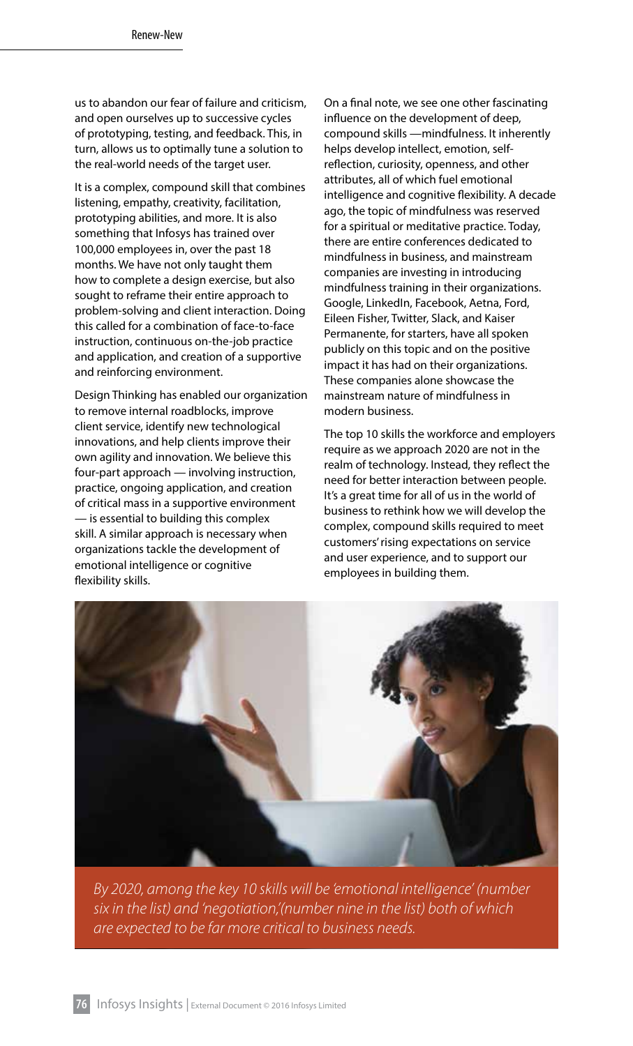us to abandon our fear of failure and criticism, and open ourselves up to successive cycles of prototyping, testing, and feedback. This, in turn, allows us to optimally tune a solution to the real-world needs of the target user.

It is a complex, compound skill that combines listening, empathy, creativity, facilitation, prototyping abilities, and more. It is also something that Infosys has trained over 100,000 employees in, over the past 18 months. We have not only taught them how to complete a design exercise, but also sought to reframe their entire approach to problem-solving and client interaction. Doing this called for a combination of face-to-face instruction, continuous on-the-job practice and application, and creation of a supportive and reinforcing environment.

Design Thinking has enabled our organization to remove internal roadblocks, improve client service, identify new technological innovations, and help clients improve their own agility and innovation. We believe this four-part approach — involving instruction, practice, ongoing application, and creation of critical mass in a supportive environment — is essential to building this complex skill. A similar approach is necessary when organizations tackle the development of emotional intelligence or cognitive flexibility skills.

On a final note, we see one other fascinating influence on the development of deep, compound skills —mindfulness. It inherently helps develop intellect, emotion, self-reflection, curiosity, openness, and other attributes, all of which fuel emotional intelligence and cognitive flexibility. A decade ago, the topic of mindfulness was reserved for a spiritual or meditative practice. Today, there are entire conferences dedicated to mindfulness in business, and mainstream companies are investing in introducing mindfulness training in their organizations. Google, LinkedIn, Facebook, Aetna, Ford, Eileen Fisher, Twitter, Slack, and Kaiser Permanente, for starters, have all spoken publicly on this topic and on the positive impact it has had on their organizations. These companies alone showcase the mainstream nature of mindfulness in modern business.

The top 10 skills the workforce and employers require as we approach 2020 are not in the realm of technology. Instead, they reflect the need for better interaction between people. It's a great time for all of us in the world of business to rethink how we will develop the complex, compound skills required to meet customers' rising expectations on service and user experience, and to support our employees in building them.

*By 2020, among the key 10 skills will be 'emotional intelligence' (number six in the list) and 'negotiation',(number nine in the list) both of which are expected to be far more critical to business needs.*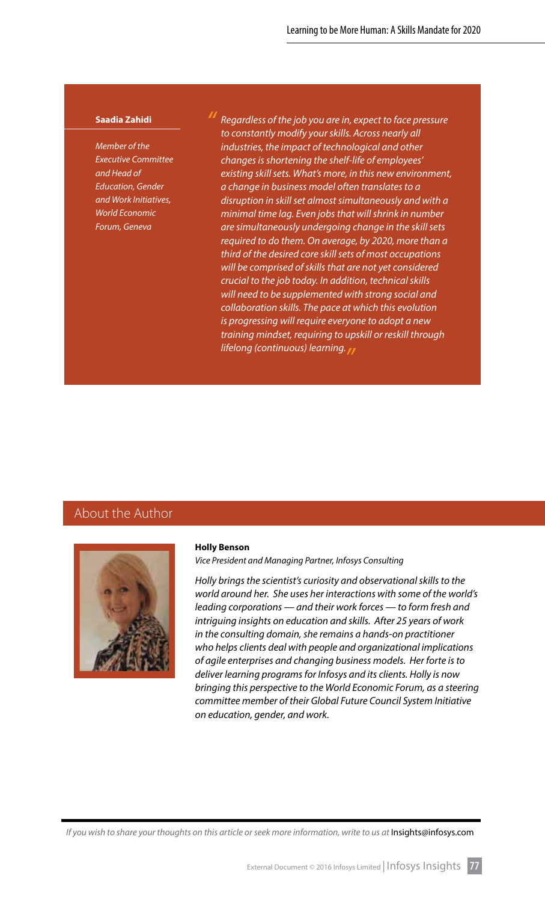**Saadia Zahidi**

*Member of the Executive Committee and Head of Education, Gender and Work Initiatives, World Economic Forum, Geneva*

> *"Regardless of the job you are in, expect to face pressure to constantly modify your skills. Across nearly all industries, the impact of technological and other changes is shortening the shelf-life of employees' existing skill sets. What's more, in this new environment, a change in business model often translates to a disruption in skill set almost simultaneously and with a minimal time lag. Even jobs that will shrink in number are simultaneously undergoing change in the skill sets required to do them. On average, by 2020, more than a third of the desired core skill sets of most occupations will be comprised of skills that are not yet considered crucial to the job today. In addition, technical skills will need to be supplemented with strong social and collaboration skills. The pace at which this evolution is progressing will require everyone to adopt a new training mindset, requiring to upskill or reskill through lifelong (continuous) learning."*

## About the Author

**Holly Benson**

*Vice President and Managing Partner, Infosys Consulting*

*Holly brings the scientist's curiosity and observational skills to the world around her. She uses her interactions with some of the world's leading corporations — and their work forces — to form fresh and intriguing insights on education and skills. After 25 years of work in the consulting domain, she remains a hands-on practitioner who helps clients deal with people and organizational implications of agile enterprises and changing business models. Her forte is to deliver learning programs for Infosys and its clients. Holly is now bringing this perspective to the World Economic Forum, as a steering committee member of their Global Future Council System Initiative on education, gender, and work.*

*If you wish to share your thoughts on this article or seek more information, write to us at* Insights@infosys.com